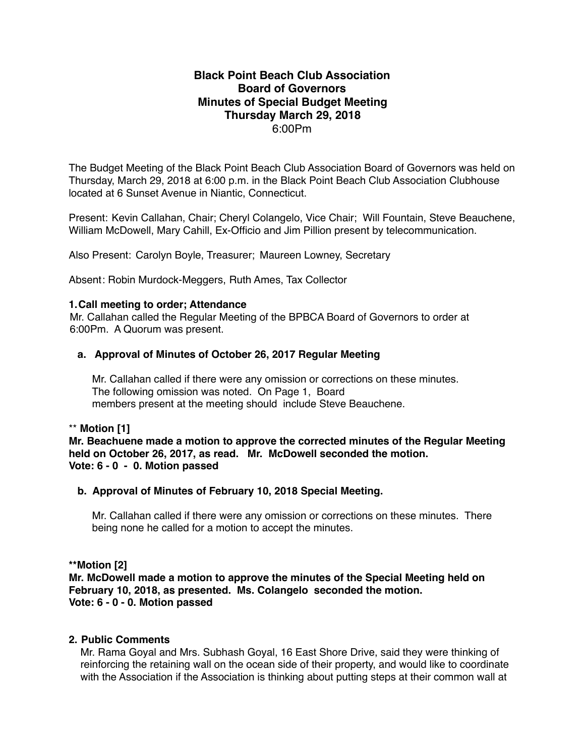# Black Point Beach Club Association
## Board of Governors
## Minutes of Special Budget Meeting
## Thursday March 29, 2018
6:00Pm

The Budget Meeting of the Black Point Beach Club Association Board of Governors was held on Thursday, March 29, 2018 at 6:00 p.m. in the Black Point Beach Club Association Clubhouse located at 6 Sunset Avenue in Niantic, Connecticut.

Present: Kevin Callahan, Chair; Cheryl Colangelo, Vice Chair; Will Fountain, Steve Beauchene, William McDowell, Mary Cahill, Ex-Officio and Jim Pillion present by telecommunication.

Also Present: Carolyn Boyle, Treasurer; Maureen Lowney, Secretary

Absent: Robin Murdock-Meggers, Ruth Ames, Tax Collector

**1. Call meeting to order; Attendance**

Mr. Callahan called the Regular Meeting of the BPBCA Board of Governors to order at 6:00Pm. A Quorum was present.

**a. Approval of Minutes of October 26, 2017 Regular Meeting**

Mr. Callahan called if there were any omission or corrections on these minutes. The following omission was noted. On Page 1, Board members present at the meeting should include Steve Beauchene.

** **Motion [1]**
**Mr. Beachuene made a motion to approve the corrected minutes of the Regular Meeting held on October 26, 2017, as read. Mr. McDowell seconded the motion.**
**Vote: 6 - 0 - 0. Motion passed**

**b. Approval of Minutes of February 10, 2018 Special Meeting.**

Mr. Callahan called if there were any omission or corrections on these minutes. There being none he called for a motion to accept the minutes.

****Motion [2]**
**Mr. McDowell made a motion to approve the minutes of the Special Meeting held on February 10, 2018, as presented. Ms. Colangelo seconded the motion.**
**Vote: 6 - 0 - 0. Motion passed**

**2. Public Comments**

Mr. Rama Goyal and Mrs. Subhash Goyal, 16 East Shore Drive, said they were thinking of reinforcing the retaining wall on the ocean side of their property, and would like to coordinate with the Association if the Association is thinking about putting steps at their common wall at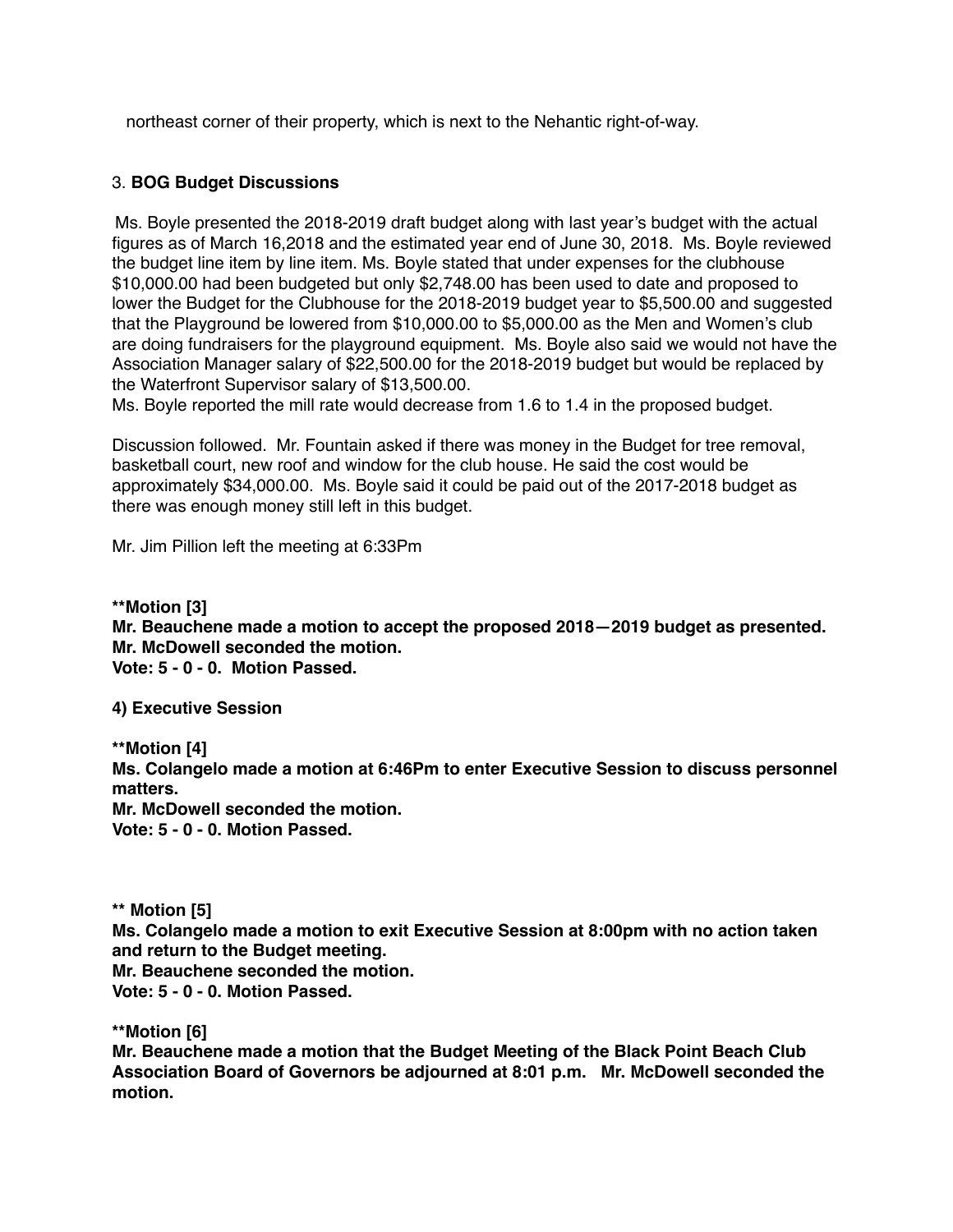northeast corner of their property, which is next to the Nehantic right-of-way.

3. **BOG Budget Discussions**

Ms. Boyle presented the 2018-2019 draft budget along with last year's budget with the actual figures as of March 16,2018 and the estimated year end of June 30, 2018. Ms. Boyle reviewed the budget line item by line item. Ms. Boyle stated that under expenses for the clubhouse $10,000.00 had been budgeted but only $2,748.00 has been used to date and proposed to lower the Budget for the Clubhouse for the 2018-2019 budget year to $5,500.00 and suggested that the Playground be lowered from $10,000.00 to $5,000.00 as the Men and Women's club are doing fundraisers for the playground equipment. Ms. Boyle also said we would not have the Association Manager salary of $22,500.00 for the 2018-2019 budget but would be replaced by the Waterfront Supervisor salary of $13,500.00.
Ms. Boyle reported the mill rate would decrease from 1.6 to 1.4 in the proposed budget.

Discussion followed. Mr. Fountain asked if there was money in the Budget for tree removal, basketball court, new roof and window for the club house. He said the cost would be approximately $34,000.00. Ms. Boyle said it could be paid out of the 2017-2018 budget as there was enough money still left in this budget.

Mr. Jim Pillion left the meeting at 6:33Pm

**Motion [3]**
**Mr. Beauchene made a motion to accept the proposed 2018—2019 budget as presented.**
**Mr. McDowell seconded the motion.**
**Vote: 5 - 0 - 0. Motion Passed.**

**4) Executive Session**

**Motion [4]**
**Ms. Colangelo made a motion at 6:46Pm to enter Executive Session to discuss personnel matters.**
**Mr. McDowell seconded the motion.**
**Vote: 5 - 0 - 0. Motion Passed.**

**Motion [5]**
**Ms. Colangelo made a motion to exit Executive Session at 8:00pm with no action taken and return to the Budget meeting.**
**Mr. Beauchene seconded the motion.**
**Vote: 5 - 0 - 0. Motion Passed.**

**Motion [6]**
**Mr. Beauchene made a motion that the Budget Meeting of the Black Point Beach Club Association Board of Governors be adjourned at 8:01 p.m. Mr. McDowell seconded the motion.**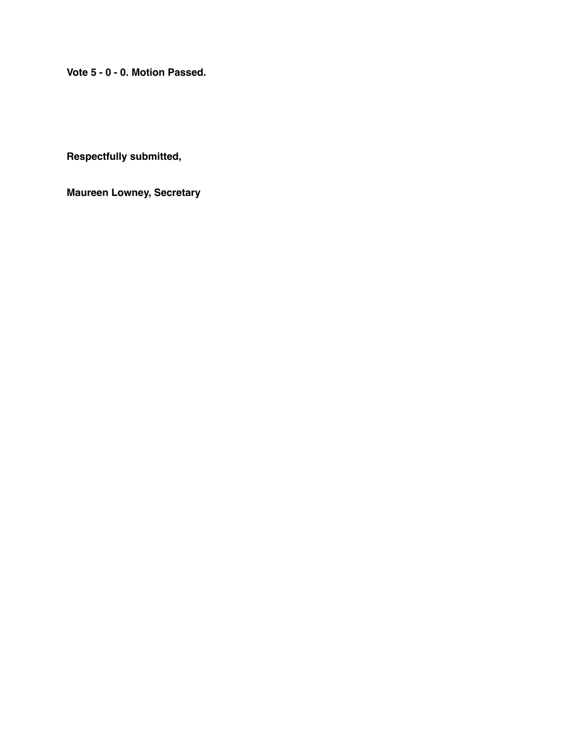**Vote 5 - 0 - 0. Motion Passed.**

**Respectfully submitted,**

**Maureen Lowney, Secretary**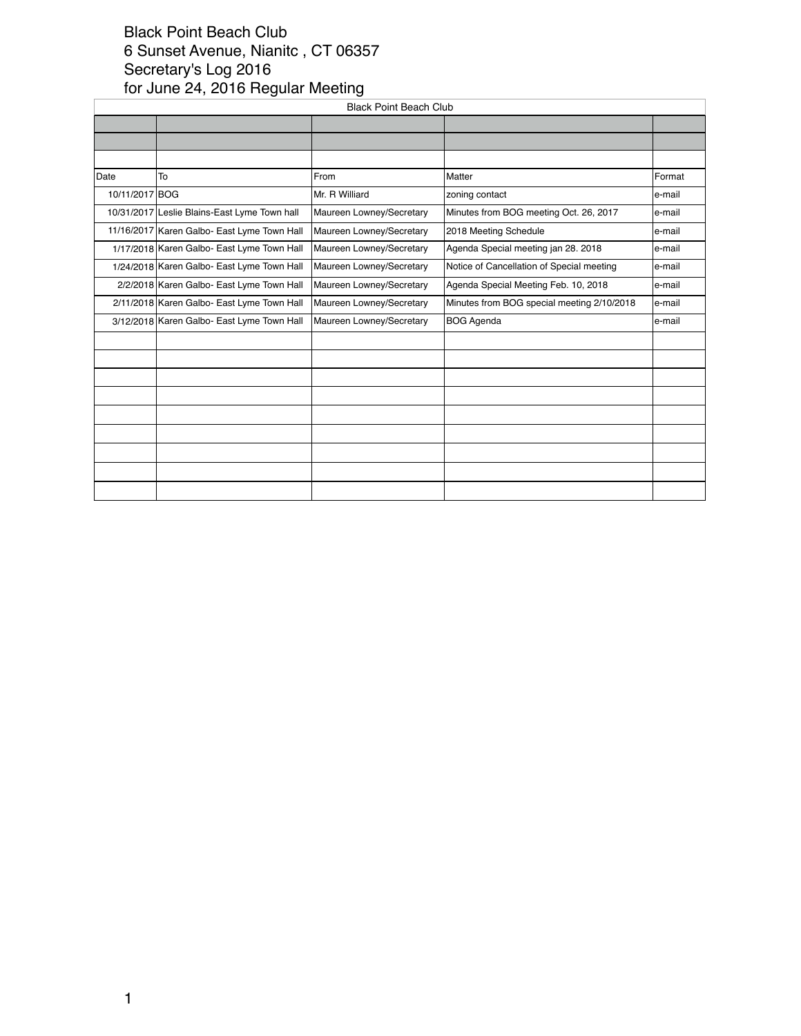Black Point Beach Club
6 Sunset Avenue, Nianitc , CT 06357
Secretary's Log 2016
for June 24, 2016 Regular Meeting

| Black Point Beach Club | | | | |
|---|---|---|---|---|
| | | | | |
| | | | | |
| | | | | |
| Date | To | From | Matter | Format |
| 10/11/2017 | BOG | Mr. R Williard | zoning contact | e-mail |
| 10/31/2017 | Leslie Blains-East Lyme Town hall | Maureen Lowney/Secretary | Minutes from BOG meeting Oct. 26, 2017 | e-mail |
| 11/16/2017 | Karen Galbo- East Lyme Town Hall | Maureen Lowney/Secretary | 2018 Meeting Schedule | e-mail |
| 1/17/2018 | Karen Galbo- East Lyme Town Hall | Maureen Lowney/Secretary | Agenda Special meeting jan 28. 2018 | e-mail |
| 1/24/2018 | Karen Galbo- East Lyme Town Hall | Maureen Lowney/Secretary | Notice of Cancellation of Special meeting | e-mail |
| 2/2/2018 | Karen Galbo- East Lyme Town Hall | Maureen Lowney/Secretary | Agenda Special Meeting Feb. 10, 2018 | e-mail |
| 2/11/2018 | Karen Galbo- East Lyme Town Hall | Maureen Lowney/Secretary | Minutes from BOG special meeting 2/10/2018 | e-mail |
| 3/12/2018 | Karen Galbo- East Lyme Town Hall | Maureen Lowney/Secretary | BOG Agenda | e-mail |
| | | | | |
| | | | | |
| | | | | |
| | | | | |
| | | | | |
| | | | | |
| | | | | |
| | | | | |
| | | | | |